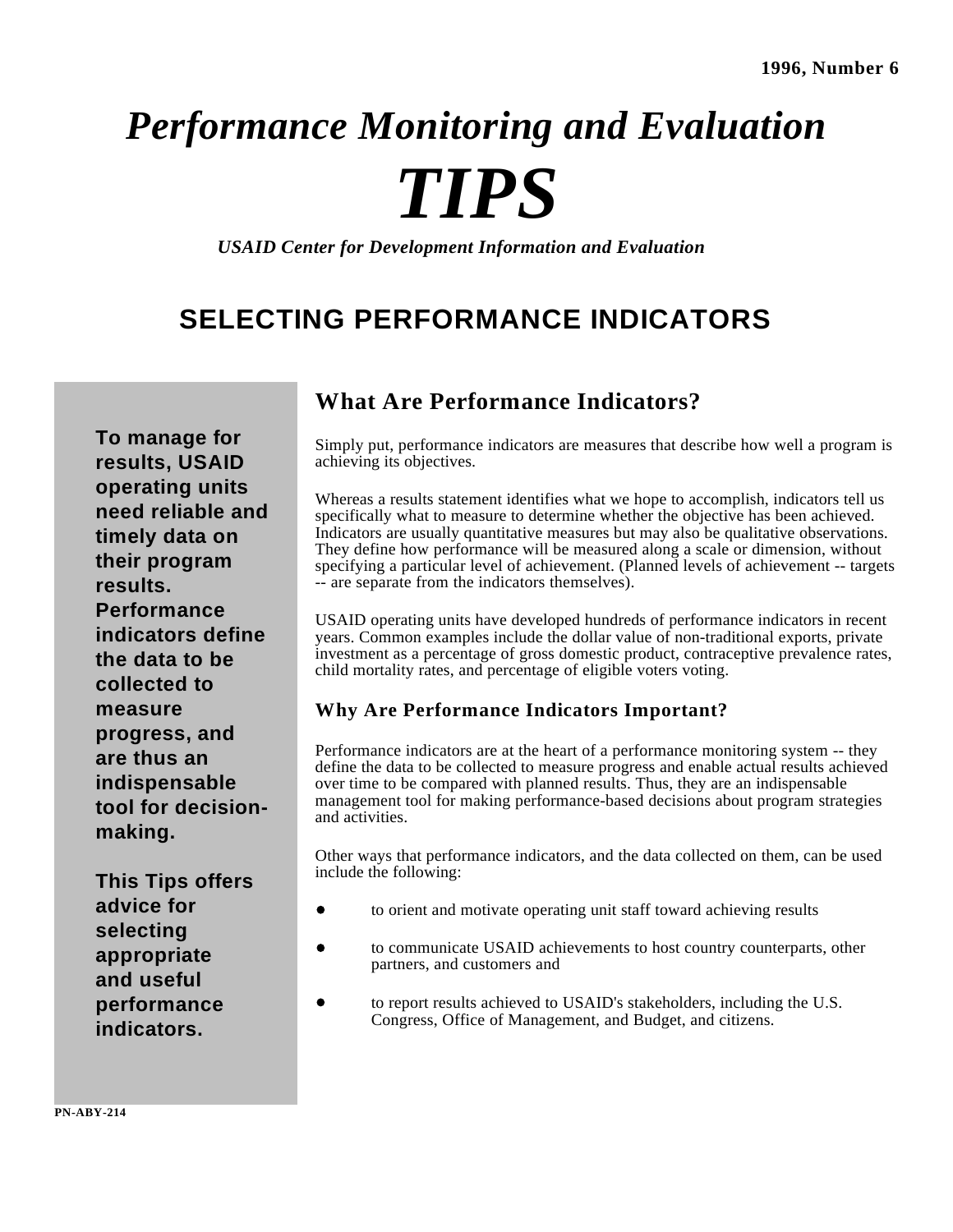1996, Number 6

# *Performance Monitoring and Evaluation*

# *TIPS*

***USAID Center for Development Information and Evaluation***

## SELECTING PERFORMANCE INDICATORS

**To manage for results, USAID operating units need reliable and timely data on their program results. Performance indicators define the data to be collected to measure progress, and are thus an indispensable tool for decision-making.**

**This Tips offers advice for selecting appropriate and useful performance indicators.**

### What Are Performance Indicators?

Simply put, performance indicators are measures that describe how well a program is achieving its objectives.

Whereas a results statement identifies what we hope to accomplish, indicators tell us specifically what to measure to determine whether the objective has been achieved. Indicators are usually quantitative measures but may also be qualitative observations. They define how performance will be measured along a scale or dimension, without specifying a particular level of achievement. (Planned levels of achievement -- targets -- are separate from the indicators themselves).

USAID operating units have developed hundreds of performance indicators in recent years. Common examples include the dollar value of non-traditional exports, private investment as a percentage of gross domestic product, contraceptive prevalence rates, child mortality rates, and percentage of eligible voters voting.

#### Why Are Performance Indicators Important?

Performance indicators are at the heart of a performance monitoring system -- they define the data to be collected to measure progress and enable actual results achieved over time to be compared with planned results. Thus, they are an indispensable management tool for making performance-based decisions about program strategies and activities.

Other ways that performance indicators, and the data collected on them, can be used include the following:

- to orient and motivate operating unit staff toward achieving results
- to communicate USAID achievements to host country counterparts, other partners, and customers and
- to report results achieved to USAID's stakeholders, including the U.S. Congress, Office of Management, and Budget, and citizens.

PN-ABY-214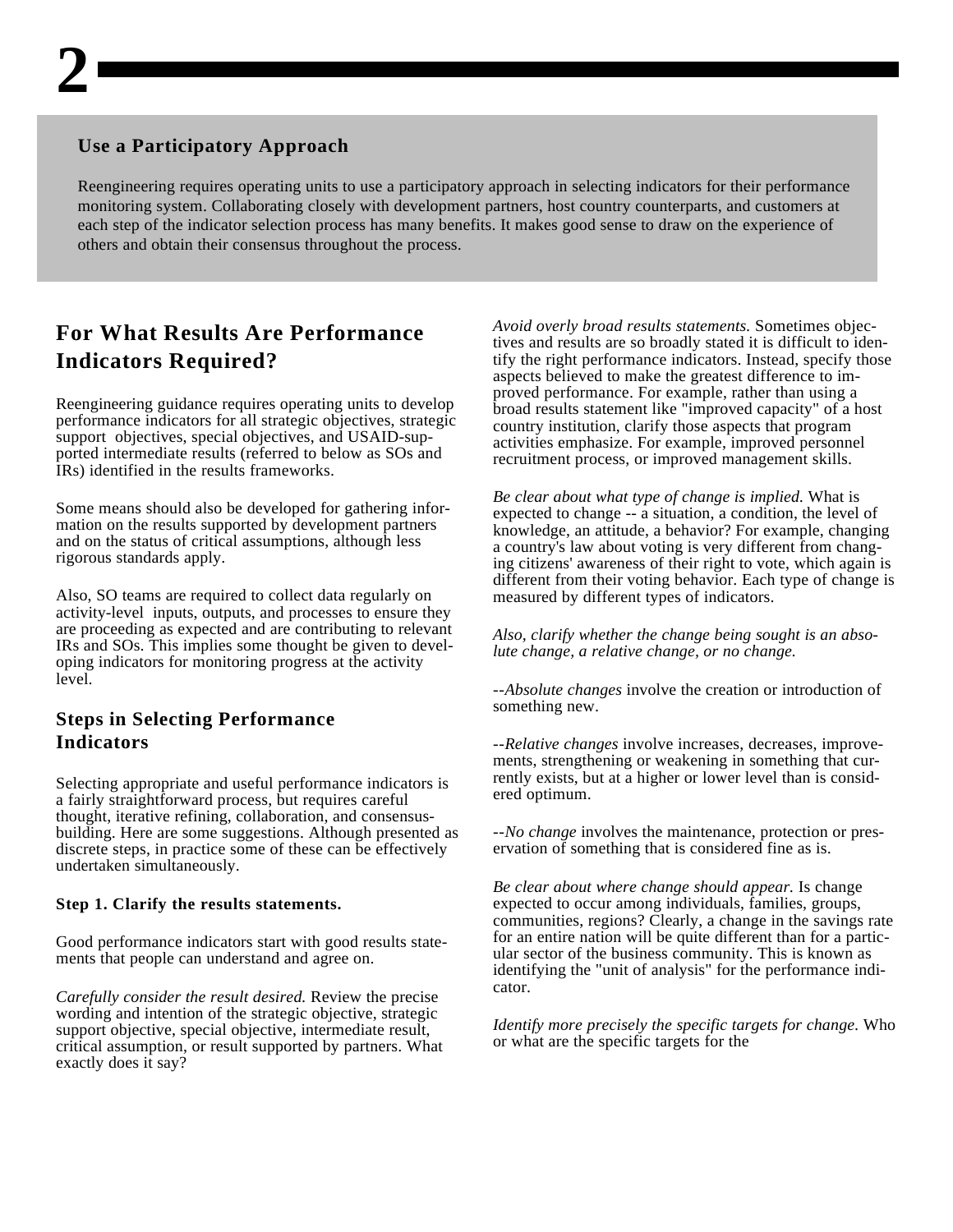**Use a Participatory Approach**

Reengineering requires operating units to use a participatory approach in selecting indicators for their performance monitoring system. Collaborating closely with development partners, host country counterparts, and customers at each step of the indicator selection process has many benefits. It makes good sense to draw on the experience of others and obtain their consensus throughout the process.

## For What Results Are Performance Indicators Required?

Reengineering guidance requires operating units to develop performance indicators for all strategic objectives, strategic support objectives, special objectives, and USAID-supported intermediate results (referred to below as SOs and IRs) identified in the results frameworks.

Some means should also be developed for gathering information on the results supported by development partners and on the status of critical assumptions, although less rigorous standards apply.

Also, SO teams are required to collect data regularly on activity-level inputs, outputs, and processes to ensure they are proceeding as expected and are contributing to relevant IRs and SOs. This implies some thought be given to developing indicators for monitoring progress at the activity level.

### Steps in Selecting Performance Indicators

Selecting appropriate and useful performance indicators is a fairly straightforward process, but requires careful thought, iterative refining, collaboration, and consensus-building. Here are some suggestions. Although presented as discrete steps, in practice some of these can be effectively undertaken simultaneously.

**Step 1. Clarify the results statements.**

Good performance indicators start with good results statements that people can understand and agree on.

*Carefully consider the result desired.* Review the precise wording and intention of the strategic objective, strategic support objective, special objective, intermediate result, critical assumption, or result supported by partners. What exactly does it say?

*Avoid overly broad results statements.* Sometimes objectives and results are so broadly stated it is difficult to identify the right performance indicators. Instead, specify those aspects believed to make the greatest difference to improved performance. For example, rather than using a broad results statement like "improved capacity" of a host country institution, clarify those aspects that program activities emphasize. For example, improved personnel recruitment process, or improved management skills.

*Be clear about what type of change is implied.* What is expected to change -- a situation, a condition, the level of knowledge, an attitude, a behavior? For example, changing a country's law about voting is very different from changing citizens' awareness of their right to vote, which again is different from their voting behavior. Each type of change is measured by different types of indicators.

*Also, clarify whether the change being sought is an absolute change, a relative change, or no change.*

--*Absolute changes* involve the creation or introduction of something new.

--*Relative changes* involve increases, decreases, improvements, strengthening or weakening in something that currently exists, but at a higher or lower level than is considered optimum.

--*No change* involves the maintenance, protection or preservation of something that is considered fine as is.

*Be clear about where change should appear.* Is change expected to occur among individuals, families, groups, communities, regions? Clearly, a change in the savings rate for an entire nation will be quite different than for a particular sector of the business community. This is known as identifying the "unit of analysis" for the performance indicator.

*Identify more precisely the specific targets for change.* Who or what are the specific targets for the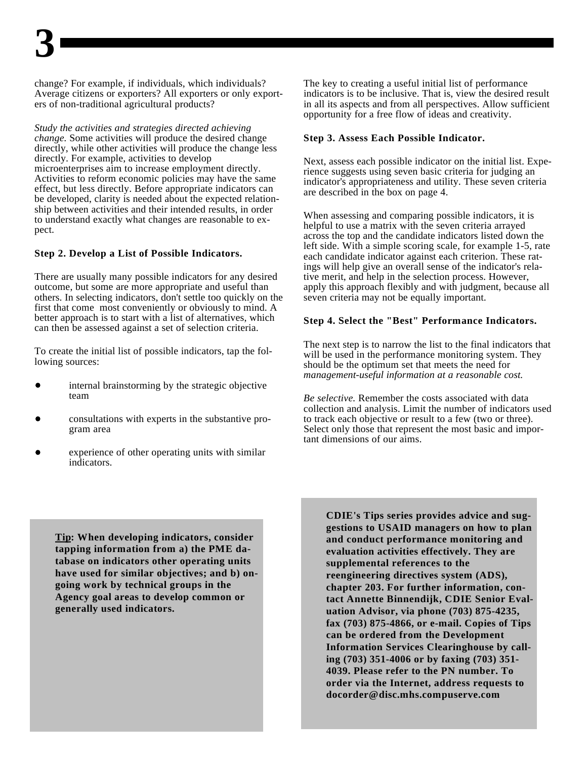change? For example, if individuals, which individuals? Average citizens or exporters? All exporters or only exporters of non-traditional agricultural products?

*Study the activities and strategies directed achieving change.* Some activities will produce the desired change directly, while other activities will produce the change less directly. For example, activities to develop microenterprises aim to increase employment directly. Activities to reform economic policies may have the same effect, but less directly. Before appropriate indicators can be developed, clarity is needed about the expected relationship between activities and their intended results, in order to understand exactly what changes are reasonable to expect.

### Step 2. Develop a List of Possible Indicators.

There are usually many possible indicators for any desired outcome, but some are more appropriate and useful than others. In selecting indicators, don't settle too quickly on the first that come most conveniently or obviously to mind. A better approach is to start with a list of alternatives, which can then be assessed against a set of selection criteria.

To create the initial list of possible indicators, tap the following sources:

- internal brainstorming by the strategic objective team
- consultations with experts in the substantive program area
- experience of other operating units with similar indicators.

The key to creating a useful initial list of performance indicators is to be inclusive. That is, view the desired result in all its aspects and from all perspectives. Allow sufficient opportunity for a free flow of ideas and creativity.

### Step 3. Assess Each Possible Indicator.

Next, assess each possible indicator on the initial list. Experience suggests using seven basic criteria for judging an indicator's appropriateness and utility. These seven criteria are described in the box on page 4.

When assessing and comparing possible indicators, it is helpful to use a matrix with the seven criteria arrayed across the top and the candidate indicators listed down the left side. With a simple scoring scale, for example 1-5, rate each candidate indicator against each criterion. These ratings will help give an overall sense of the indicator's relative merit, and help in the selection process. However, apply this approach flexibly and with judgment, because all seven criteria may not be equally important.

### Step 4. Select the "Best" Performance Indicators.

The next step is to narrow the list to the final indicators that will be used in the performance monitoring system. They should be the optimum set that meets the need for *management-useful information at a reasonable cost.*

*Be selective.* Remember the costs associated with data collection and analysis. Limit the number of indicators used to track each objective or result to a few (two or three). Select only those that represent the most basic and important dimensions of our aims.

**Tip: When developing indicators, consider tapping information from a) the PME database on indicators other operating units have used for similar objectives; and b) ongoing work by technical groups in the Agency goal areas to develop common or generally used indicators.**

**CDIE's Tips series provides advice and suggestions to USAID managers on how to plan and conduct performance monitoring and evaluation activities effectively. They are supplemental references to the reengineering directives system (ADS), chapter 203. For further information, contact Annette Binnendijk, CDIE Senior Evaluation Advisor, via phone (703) 875-4235, fax (703) 875-4866, or e-mail. Copies of Tips can be ordered from the Development Information Services Clearinghouse by calling (703) 351-4006 or by faxing (703) 351-4039. Please refer to the PN number. To order via the Internet, address requests to docorder@disc.mhs.compuserve.com**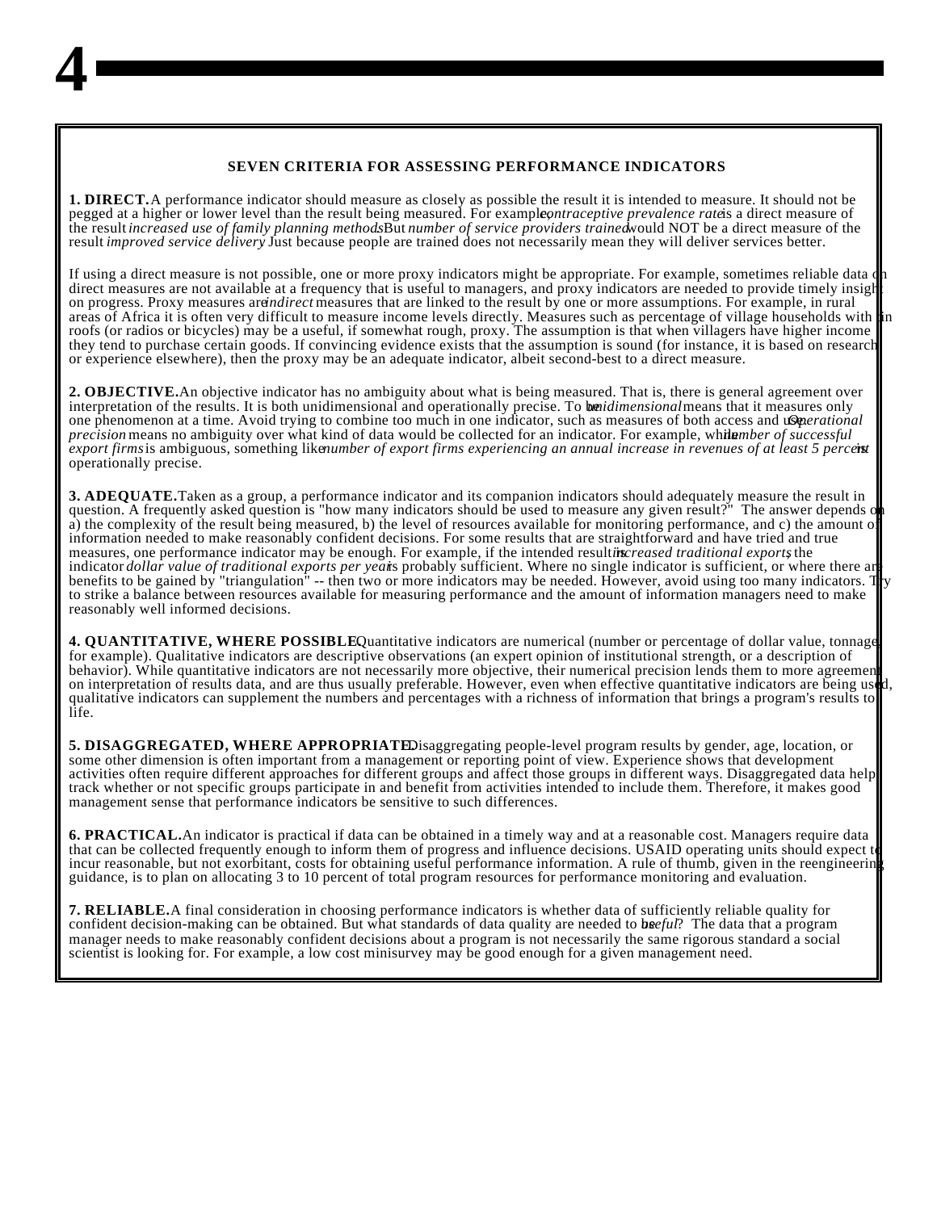## SEVEN CRITERIA FOR ASSESSING PERFORMANCE INDICATORS

**1. DIRECT.** A performance indicator should measure as closely as possible the result it is intended to measure. It should not be pegged at a higher or lower level than the result being measured. For example, *contraceptive prevalence rate* is a direct measure of the result *increased use of family planning methods*. But *number of service providers trained* would NOT be a direct measure of the result *improved service delivery*. Just because people are trained does not necessarily mean they will deliver services better.

If using a direct measure is not possible, one or more proxy indicators might be appropriate. For example, sometimes reliable data on direct measures are not available at a frequency that is useful to managers, and proxy indicators are needed to provide timely insight on progress. Proxy measures are *indirect* measures that are linked to the result by one or more assumptions. For example, in rural areas of Africa it is often very difficult to measure income levels directly. Measures such as percentage of village households with tin roofs (or radios or bicycles) may be a useful, if somewhat rough, proxy. The assumption is that when villagers have higher income they tend to purchase certain goods. If convincing evidence exists that the assumption is sound (for instance, it is based on research or experience elsewhere), then the proxy may be an adequate indicator, albeit second-best to a direct measure.

**2. OBJECTIVE.** An objective indicator has no ambiguity about what is being measured. That is, there is general agreement over interpretation of the results. It is both unidimensional and operationally precise. To be *unidimensional* means that it measures only one phenomenon at a time. Avoid trying to combine too much in one indicator, such as measures of both access and use. *Operational precision* means no ambiguity over what kind of data would be collected for an indicator. For example, while *number of successful export firms* is ambiguous, something like *number of export firms experiencing an annual increase in revenues of at least 5 percent* is operationally precise.

**3. ADEQUATE.** Taken as a group, a performance indicator and its companion indicators should adequately measure the result in question. A frequently asked question is "how many indicators should be used to measure any given result?" The answer depends on a) the complexity of the result being measured, b) the level of resources available for monitoring performance, and c) the amount of information needed to make reasonably confident decisions. For some results that are straightforward and have tried and true measures, one performance indicator may be enough. For example, if the intended result is *increased traditional exports*, the indicator *dollar value of traditional exports per year* is probably sufficient. Where no single indicator is sufficient, or where there are benefits to be gained by "triangulation" -- then two or more indicators may be needed. However, avoid using too many indicators. Try to strike a balance between resources available for measuring performance and the amount of information managers need to make reasonably well informed decisions.

**4. QUANTITATIVE, WHERE POSSIBLE.** Quantitative indicators are numerical (number or percentage of dollar value, tonnage, for example). Qualitative indicators are descriptive observations (an expert opinion of institutional strength, or a description of behavior). While quantitative indicators are not necessarily more objective, their numerical precision lends them to more agreement on interpretation of results data, and are thus usually preferable. However, even when effective quantitative indicators are being used, qualitative indicators can supplement the numbers and percentages with a richness of information that brings a program's results to life.

**5. DISAGGREGATED, WHERE APPROPRIATE.** Disaggregating people-level program results by gender, age, location, or some other dimension is often important from a management or reporting point of view. Experience shows that development activities often require different approaches for different groups and affect those groups in different ways. Disaggregated data help track whether or not specific groups participate in and benefit from activities intended to include them. Therefore, it makes good management sense that performance indicators be sensitive to such differences.

**6. PRACTICAL.** An indicator is practical if data can be obtained in a timely way and at a reasonable cost. Managers require data that can be collected frequently enough to inform them of progress and influence decisions. USAID operating units should expect to incur reasonable, but not exorbitant, costs for obtaining useful performance information. A rule of thumb, given in the reengineering guidance, is to plan on allocating 3 to 10 percent of total program resources for performance monitoring and evaluation.

**7. RELIABLE.** A final consideration in choosing performance indicators is whether data of sufficiently reliable quality for confident decision-making can be obtained. But what standards of data quality are needed to be *useful*? The data that a program manager needs to make reasonably confident decisions about a program is not necessarily the same rigorous standard a social scientist is looking for. For example, a low cost minisurvey may be good enough for a given management need.